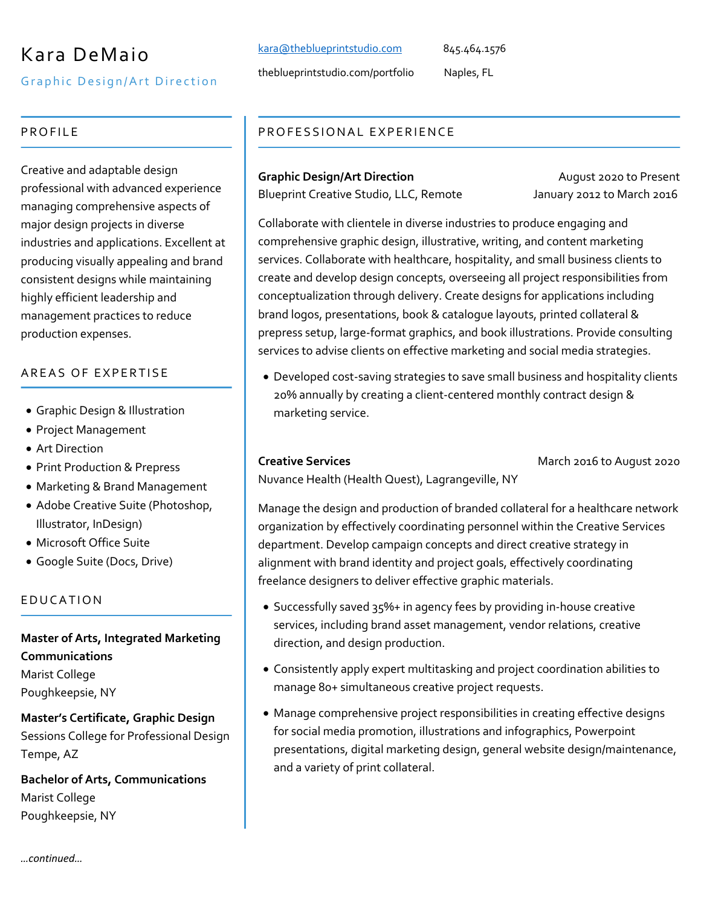# Kara DeMaio

## Graphic Design/Art Direction

kara@theblueprintstudio.com
845.464.1576
theblueprintstudio.com/portfolio
Naples, FL

## PROFILE

Creative and adaptable design professional with advanced experience managing comprehensive aspects of major design projects in diverse industries and applications. Excellent at producing visually appealing and brand consistent designs while maintaining highly efficient leadership and management practices to reduce production expenses.

## AREAS OF EXPERTISE

- Graphic Design & Illustration
- Project Management
- Art Direction
- Print Production & Prepress
- Marketing & Brand Management
- Adobe Creative Suite (Photoshop, Illustrator, InDesign)
- Microsoft Office Suite
- Google Suite (Docs, Drive)

## EDUCATION

**Master of Arts, Integrated Marketing Communications**
Marist College
Poughkeepsie, NY

**Master's Certificate, Graphic Design**
Sessions College for Professional Design
Tempe, AZ

**Bachelor of Arts, Communications**
Marist College
Poughkeepsie, NY

*...continued...*

## PROFESSIONAL EXPERIENCE

**Graphic Design/Art Direction** — August 2020 to Present
Blueprint Creative Studio, LLC, Remote — January 2012 to March 2016

Collaborate with clientele in diverse industries to produce engaging and comprehensive graphic design, illustrative, writing, and content marketing services. Collaborate with healthcare, hospitality, and small business clients to create and develop design concepts, overseeing all project responsibilities from conceptualization through delivery. Create designs for applications including brand logos, presentations, book & catalogue layouts, printed collateral & prepress setup, large-format graphics, and book illustrations. Provide consulting services to advise clients on effective marketing and social media strategies.

- Developed cost-saving strategies to save small business and hospitality clients 20% annually by creating a client-centered monthly contract design & marketing service.

**Creative Services** — March 2016 to August 2020
Nuvance Health (Health Quest), Lagrangeville, NY

Manage the design and production of branded collateral for a healthcare network organization by effectively coordinating personnel within the Creative Services department. Develop campaign concepts and direct creative strategy in alignment with brand identity and project goals, effectively coordinating freelance designers to deliver effective graphic materials.

- Successfully saved 35%+ in agency fees by providing in-house creative services, including brand asset management, vendor relations, creative direction, and design production.
- Consistently apply expert multitasking and project coordination abilities to manage 80+ simultaneous creative project requests.
- Manage comprehensive project responsibilities in creating effective designs for social media promotion, illustrations and infographics, Powerpoint presentations, digital marketing design, general website design/maintenance, and a variety of print collateral.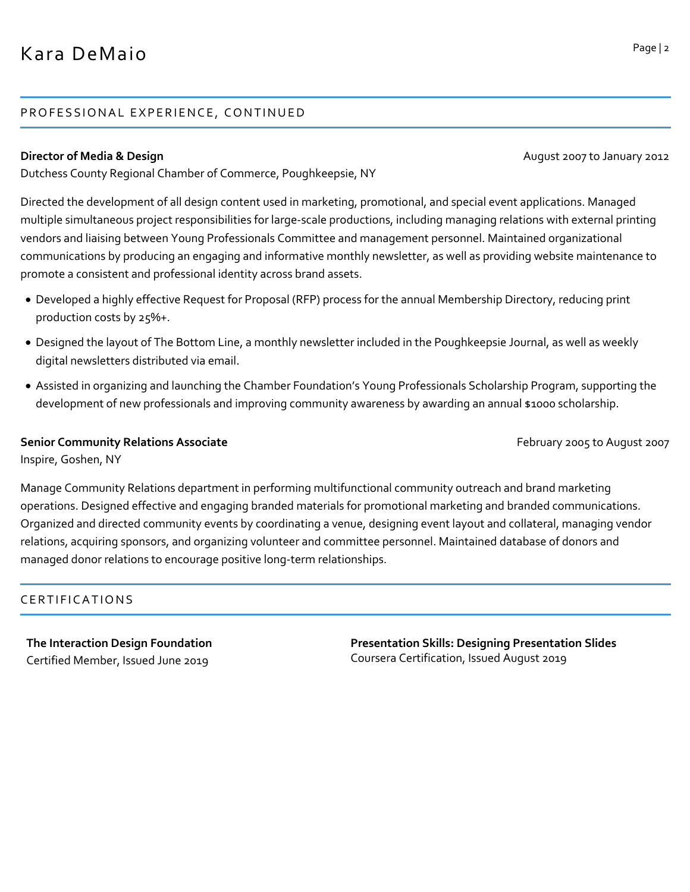## PROFESSIONAL EXPERIENCE, CONTINUED

**Director of Media & Design** August 2007 to January 2012

Dutchess County Regional Chamber of Commerce, Poughkeepsie, NY

Directed the development of all design content used in marketing, promotional, and special event applications. Managed multiple simultaneous project responsibilities for large-scale productions, including managing relations with external printing vendors and liaising between Young Professionals Committee and management personnel. Maintained organizational communications by producing an engaging and informative monthly newsletter, as well as providing website maintenance to promote a consistent and professional identity across brand assets.

- Developed a highly effective Request for Proposal (RFP) process for the annual Membership Directory, reducing print production costs by 25%+.
- Designed the layout of The Bottom Line, a monthly newsletter included in the Poughkeepsie Journal, as well as weekly digital newsletters distributed via email.
- Assisted in organizing and launching the Chamber Foundation's Young Professionals Scholarship Program, supporting the development of new professionals and improving community awareness by awarding an annual $1000 scholarship.

**Senior Community Relations Associate** February 2005 to August 2007

Inspire, Goshen, NY

Manage Community Relations department in performing multifunctional community outreach and brand marketing operations. Designed effective and engaging branded materials for promotional marketing and branded communications. Organized and directed community events by coordinating a venue, designing event layout and collateral, managing vendor relations, acquiring sponsors, and organizing volunteer and committee personnel. Maintained database of donors and managed donor relations to encourage positive long-term relationships.

## CERTIFICATIONS

**The Interaction Design Foundation**
Certified Member, Issued June 2019

**Presentation Skills: Designing Presentation Slides**
Coursera Certification, Issued August 2019